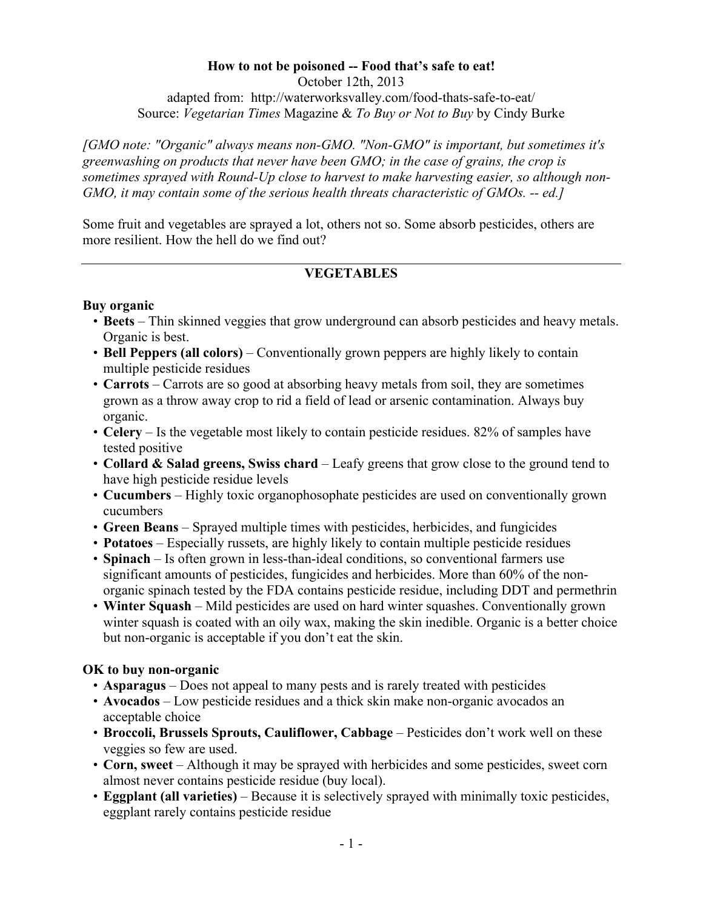# How to not be poisoned -- Food that's safe to eat!

October 12th, 2013

adapted from: http://waterworksvalley.com/food-thats-safe-to-eat/

Source: *Vegetarian Times* Magazine & *To Buy or Not to Buy* by Cindy Burke

*[GMO note: "Organic" always means non-GMO. "Non-GMO" is important, but sometimes it's greenwashing on products that never have been GMO; in the case of grains, the crop is sometimes sprayed with Round-Up close to harvest to make harvesting easier, so although non-GMO, it may contain some of the serious health threats characteristic of GMOs. -- ed.]*

Some fruit and vegetables are sprayed a lot, others not so. Some absorb pesticides, others are more resilient. How the hell do we find out?

---

## VEGETABLES

### Buy organic

- **Beets** – Thin skinned veggies that grow underground can absorb pesticides and heavy metals. Organic is best.
- **Bell Peppers (all colors)** – Conventionally grown peppers are highly likely to contain multiple pesticide residues
- **Carrots** – Carrots are so good at absorbing heavy metals from soil, they are sometimes grown as a throw away crop to rid a field of lead or arsenic contamination. Always buy organic.
- **Celery** – Is the vegetable most likely to contain pesticide residues. 82% of samples have tested positive
- **Collard & Salad greens, Swiss chard** – Leafy greens that grow close to the ground tend to have high pesticide residue levels
- **Cucumbers** – Highly toxic organophosophate pesticides are used on conventionally grown cucumbers
- **Green Beans** – Sprayed multiple times with pesticides, herbicides, and fungicides
- **Potatoes** – Especially russets, are highly likely to contain multiple pesticide residues
- **Spinach** – Is often grown in less-than-ideal conditions, so conventional farmers use significant amounts of pesticides, fungicides and herbicides. More than 60% of the non-organic spinach tested by the FDA contains pesticide residue, including DDT and permethrin
- **Winter Squash** – Mild pesticides are used on hard winter squashes. Conventionally grown winter squash is coated with an oily wax, making the skin inedible. Organic is a better choice but non-organic is acceptable if you don't eat the skin.

### OK to buy non-organic

- **Asparagus** – Does not appeal to many pests and is rarely treated with pesticides
- **Avocados** – Low pesticide residues and a thick skin make non-organic avocados an acceptable choice
- **Broccoli, Brussels Sprouts, Cauliflower, Cabbage** – Pesticides don't work well on these veggies so few are used.
- **Corn, sweet** – Although it may be sprayed with herbicides and some pesticides, sweet corn almost never contains pesticide residue (buy local).
- **Eggplant (all varieties)** – Because it is selectively sprayed with minimally toxic pesticides, eggplant rarely contains pesticide residue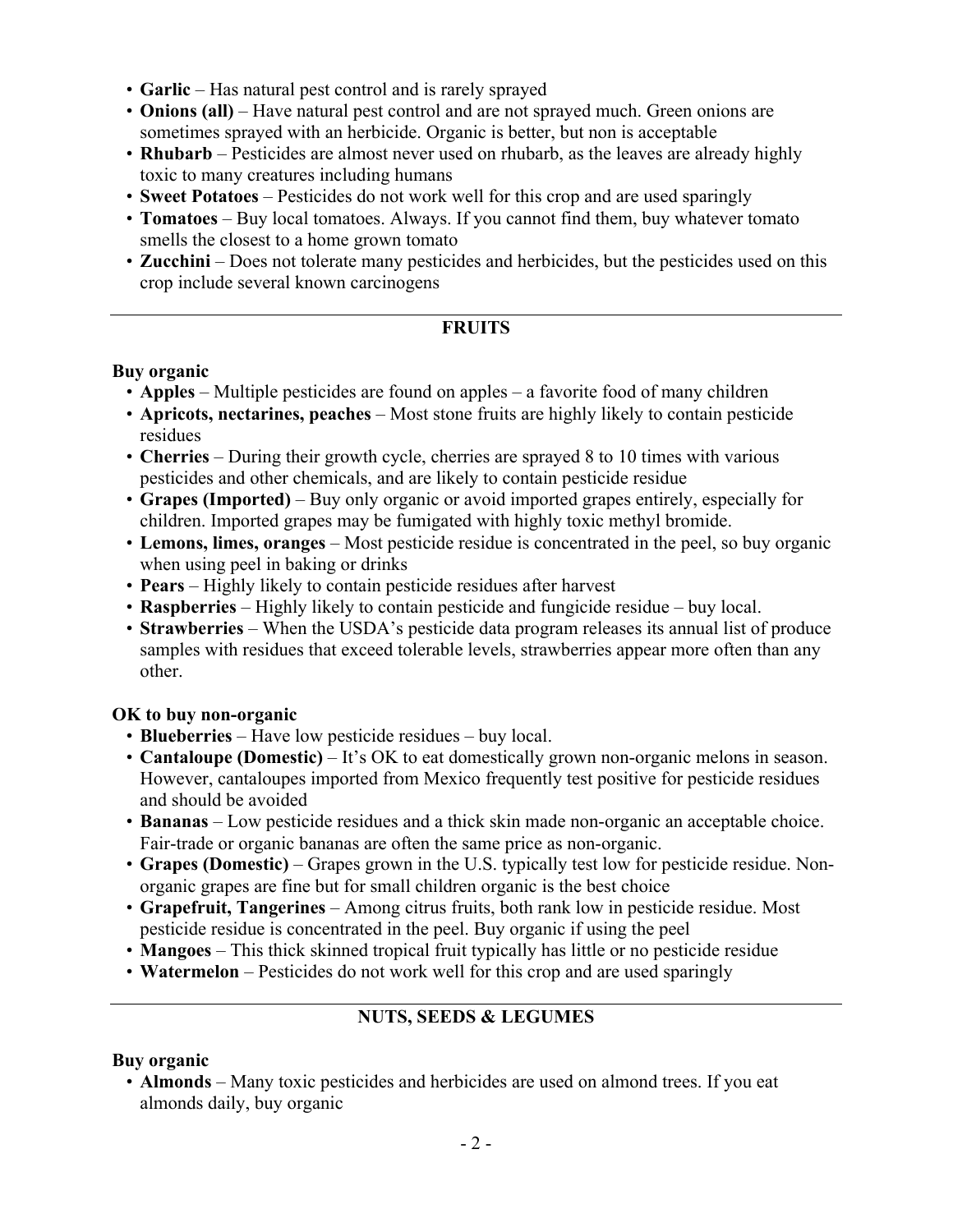- **Garlic** – Has natural pest control and is rarely sprayed
- **Onions (all)** – Have natural pest control and are not sprayed much. Green onions are sometimes sprayed with an herbicide. Organic is better, but non is acceptable
- **Rhubarb** – Pesticides are almost never used on rhubarb, as the leaves are already highly toxic to many creatures including humans
- **Sweet Potatoes** – Pesticides do not work well for this crop and are used sparingly
- **Tomatoes** – Buy local tomatoes. Always. If you cannot find them, buy whatever tomato smells the closest to a home grown tomato
- **Zucchini** – Does not tolerate many pesticides and herbicides, but the pesticides used on this crop include several known carcinogens

---

## FRUITS

**Buy organic**

- **Apples** – Multiple pesticides are found on apples – a favorite food of many children
- **Apricots, nectarines, peaches** – Most stone fruits are highly likely to contain pesticide residues
- **Cherries** – During their growth cycle, cherries are sprayed 8 to 10 times with various pesticides and other chemicals, and are likely to contain pesticide residue
- **Grapes (Imported)** – Buy only organic or avoid imported grapes entirely, especially for children. Imported grapes may be fumigated with highly toxic methyl bromide.
- **Lemons, limes, oranges** – Most pesticide residue is concentrated in the peel, so buy organic when using peel in baking or drinks
- **Pears** – Highly likely to contain pesticide residues after harvest
- **Raspberries** – Highly likely to contain pesticide and fungicide residue – buy local.
- **Strawberries** – When the USDA's pesticide data program releases its annual list of produce samples with residues that exceed tolerable levels, strawberries appear more often than any other.

**OK to buy non-organic**

- **Blueberries** – Have low pesticide residues – buy local.
- **Cantaloupe (Domestic)** – It's OK to eat domestically grown non-organic melons in season. However, cantaloupes imported from Mexico frequently test positive for pesticide residues and should be avoided
- **Bananas** – Low pesticide residues and a thick skin made non-organic an acceptable choice. Fair-trade or organic bananas are often the same price as non-organic.
- **Grapes (Domestic)** – Grapes grown in the U.S. typically test low for pesticide residue. Non-organic grapes are fine but for small children organic is the best choice
- **Grapefruit, Tangerines** – Among citrus fruits, both rank low in pesticide residue. Most pesticide residue is concentrated in the peel. Buy organic if using the peel
- **Mangoes** – This thick skinned tropical fruit typically has little or no pesticide residue
- **Watermelon** – Pesticides do not work well for this crop and are used sparingly

---

## NUTS, SEEDS & LEGUMES

**Buy organic**

- **Almonds** – Many toxic pesticides and herbicides are used on almond trees. If you eat almonds daily, buy organic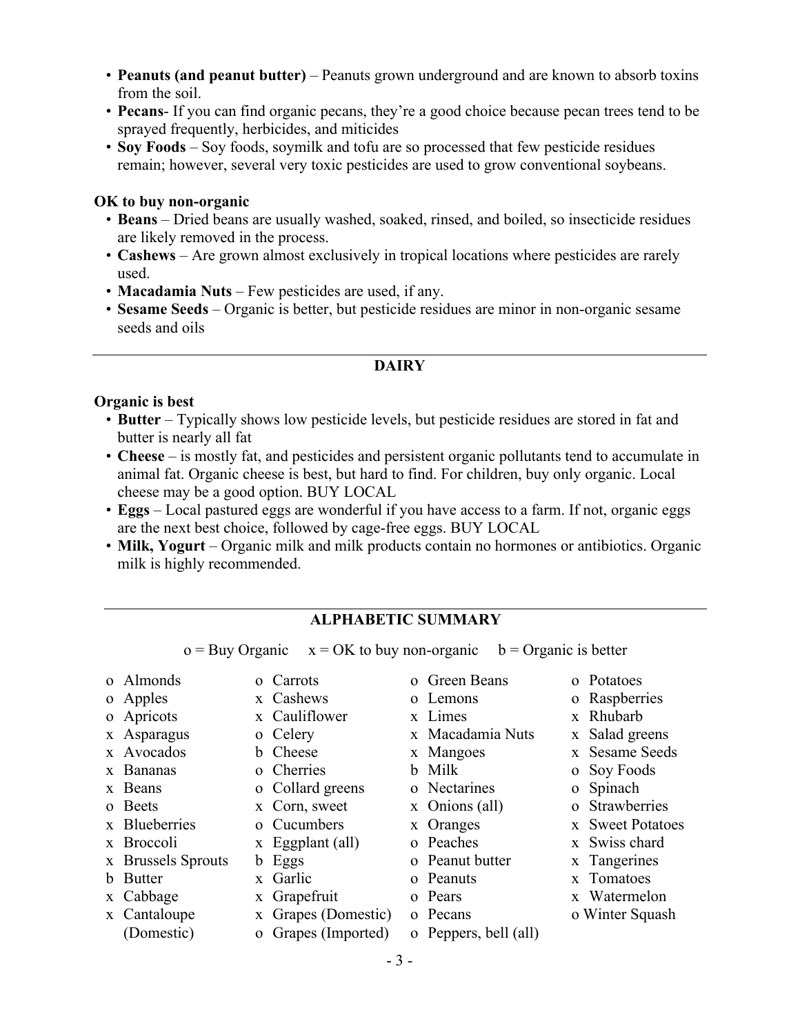- **Peanuts (and peanut butter)** – Peanuts grown underground and are known to absorb toxins from the soil.
- **Pecans**- If you can find organic pecans, they're a good choice because pecan trees tend to be sprayed frequently, herbicides, and miticides
- **Soy Foods** – Soy foods, soymilk and tofu are so processed that few pesticide residues remain; however, several very toxic pesticides are used to grow conventional soybeans.

**OK to buy non-organic**

- **Beans** – Dried beans are usually washed, soaked, rinsed, and boiled, so insecticide residues are likely removed in the process.
- **Cashews** – Are grown almost exclusively in tropical locations where pesticides are rarely used.
- **Macadamia Nuts** – Few pesticides are used, if any.
- **Sesame Seeds** – Organic is better, but pesticide residues are minor in non-organic sesame seeds and oils

## DAIRY

**Organic is best**

- **Butter** – Typically shows low pesticide levels, but pesticide residues are stored in fat and butter is nearly all fat
- **Cheese** – is mostly fat, and pesticides and persistent organic pollutants tend to accumulate in animal fat. Organic cheese is best, but hard to find. For children, buy only organic. Local cheese may be a good option. BUY LOCAL
- **Eggs** – Local pastured eggs are wonderful if you have access to a farm. If not, organic eggs are the next best choice, followed by cage-free eggs. BUY LOCAL
- **Milk, Yogurt** – Organic milk and milk products contain no hormones or antibiotics. Organic milk is highly recommended.

## ALPHABETIC SUMMARY

o = Buy Organic x = OK to buy non-organic b = Organic is better

o Almonds
o Apples
o Apricots
x Asparagus
x Avocados
x Bananas
x Beans
o Beets
x Blueberries
x Broccoli
x Brussels Sprouts
b Butter
x Cabbage
x Cantaloupe (Domestic)
o Carrots
x Cashews
x Cauliflower
o Celery
b Cheese
o Cherries
o Collard greens
x Corn, sweet
o Cucumbers
x Eggplant (all)
b Eggs
x Garlic
x Grapefruit
x Grapes (Domestic)
o Grapes (Imported)
o Green Beans
o Lemons
x Limes
x Macadamia Nuts
x Mangoes
b Milk
o Nectarines
x Onions (all)
x Oranges
o Peaches
o Peanut butter
o Peanuts
o Pears
o Pecans
o Peppers, bell (all)
o Potatoes
o Raspberries
x Rhubarb
x Salad greens
x Sesame Seeds
o Soy Foods
o Spinach
o Strawberries
x Sweet Potatoes
x Swiss chard
x Tangerines
x Tomatoes
x Watermelon
o Winter Squash